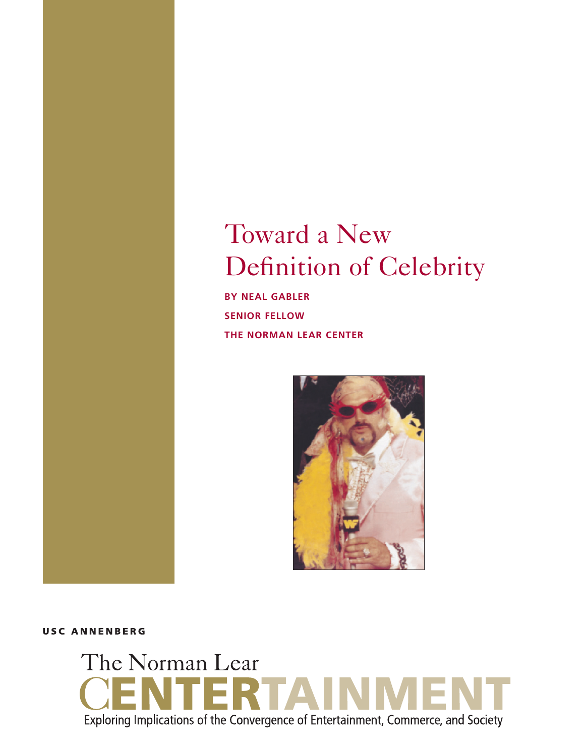# Toward a New Definition of Celebrity

**BY NEAL GABLER**

**SENIOR FELLOW**

**THE NORMAN LEAR CENTER**

**USC ANNENBERG**

The Norman Lear
CENTERTAINMENT
Exploring Implications of the Convergence of Entertainment, Commerce, and Society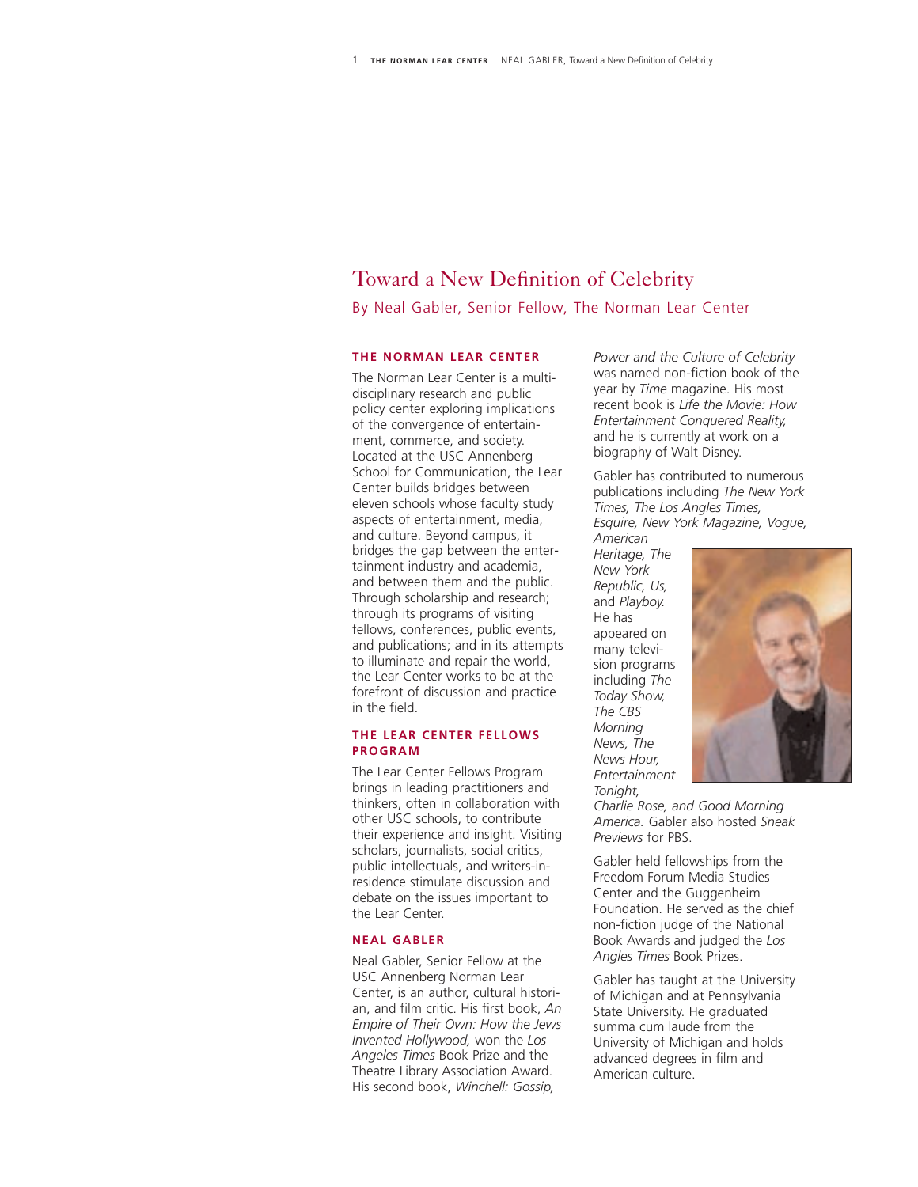# Toward a New Definition of Celebrity

By Neal Gabler, Senior Fellow, The Norman Lear Center

## THE NORMAN LEAR CENTER

The Norman Lear Center is a multidisciplinary research and public policy center exploring implications of the convergence of entertainment, commerce, and society. Located at the USC Annenberg School for Communication, the Lear Center builds bridges between eleven schools whose faculty study aspects of entertainment, media, and culture. Beyond campus, it bridges the gap between the entertainment industry and academia, and between them and the public. Through scholarship and research; through its programs of visiting fellows, conferences, public events, and publications; and in its attempts to illuminate and repair the world, the Lear Center works to be at the forefront of discussion and practice in the field.

## THE LEAR CENTER FELLOWS PROGRAM

The Lear Center Fellows Program brings in leading practitioners and thinkers, often in collaboration with other USC schools, to contribute their experience and insight. Visiting scholars, journalists, social critics, public intellectuals, and writers-in-residence stimulate discussion and debate on the issues important to the Lear Center.

## NEAL GABLER

Neal Gabler, Senior Fellow at the USC Annenberg Norman Lear Center, is an author, cultural historian, and film critic. His first book, *An Empire of Their Own: How the Jews Invented Hollywood,* won the *Los Angeles Times* Book Prize and the Theatre Library Association Award. His second book, *Winchell: Gossip, Power and the Culture of Celebrity* was named non-fiction book of the year by *Time* magazine. His most recent book is *Life the Movie: How Entertainment Conquered Reality,* and he is currently at work on a biography of Walt Disney.

Gabler has contributed to numerous publications including *The New York Times, The Los Angles Times, Esquire, New York Magazine, Vogue, American Heritage, The New York Republic, Us,* and *Playboy.* He has appeared on many television programs including *The Today Show, The CBS Morning News, The News Hour, Entertainment Tonight, Charlie Rose, and Good Morning America.* Gabler also hosted *Sneak Previews* for PBS.

Gabler held fellowships from the Freedom Forum Media Studies Center and the Guggenheim Foundation. He served as the chief non-fiction judge of the National Book Awards and judged the *Los Angles Times* Book Prizes.

Gabler has taught at the University of Michigan and at Pennsylvania State University. He graduated summa cum laude from the University of Michigan and holds advanced degrees in film and American culture.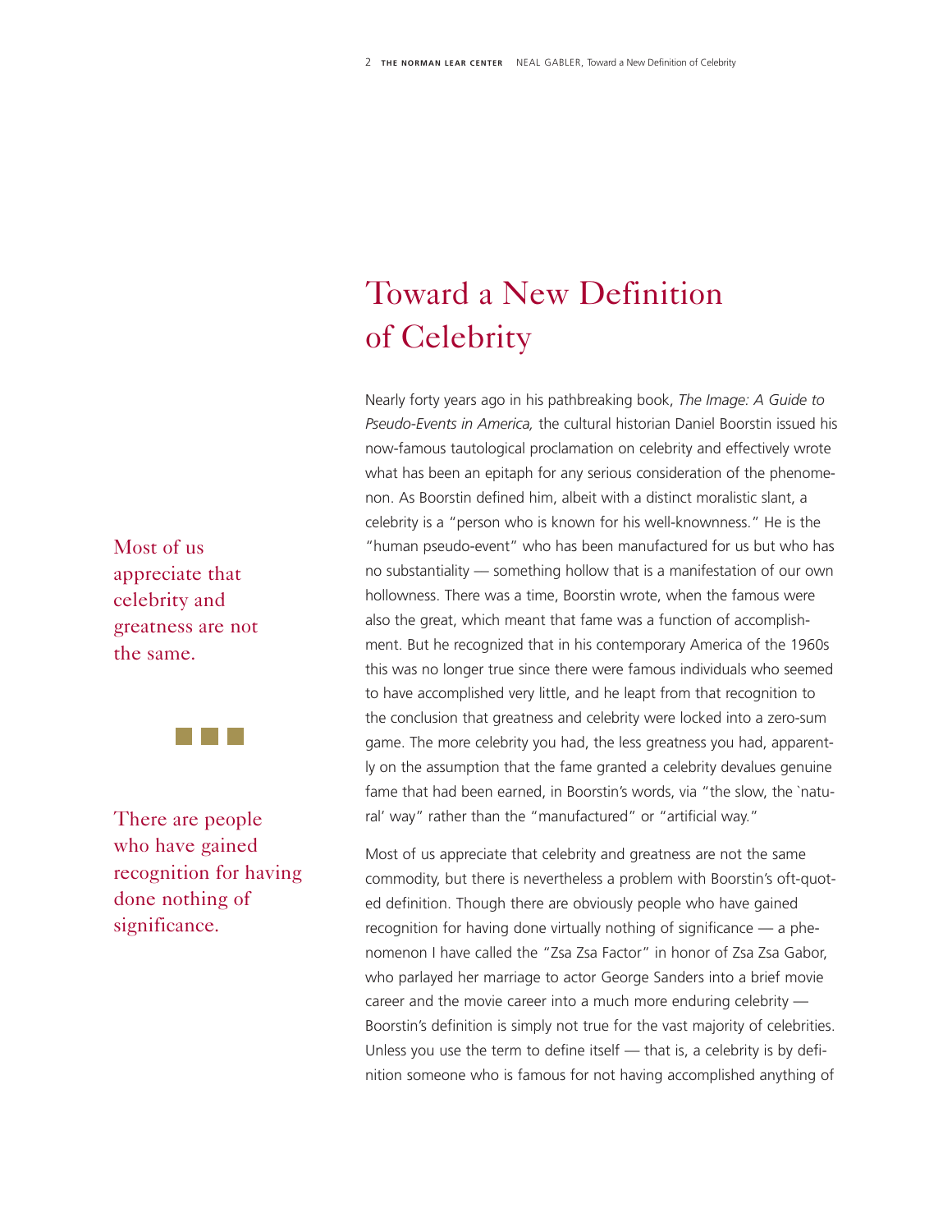# Toward a New Definition of Celebrity

Nearly forty years ago in his pathbreaking book, *The Image: A Guide to Pseudo-Events in America,* the cultural historian Daniel Boorstin issued his now-famous tautological proclamation on celebrity and effectively wrote what has been an epitaph for any serious consideration of the phenomenon. As Boorstin defined him, albeit with a distinct moralistic slant, a celebrity is a "person who is known for his well-knownness." He is the "human pseudo-event" who has been manufactured for us but who has no substantiality — something hollow that is a manifestation of our own hollowness. There was a time, Boorstin wrote, when the famous were also the great, which meant that fame was a function of accomplishment. But he recognized that in his contemporary America of the 1960s this was no longer true since there were famous individuals who seemed to have accomplished very little, and he leapt from that recognition to the conclusion that greatness and celebrity were locked into a zero-sum game. The more celebrity you had, the less greatness you had, apparently on the assumption that the fame granted a celebrity devalues genuine fame that had been earned, in Boorstin's words, via "the slow, the `natural' way" rather than the "manufactured" or "artificial way."

> Most of us appreciate that celebrity and greatness are not the same.

> There are people who have gained recognition for having done nothing of significance.

Most of us appreciate that celebrity and greatness are not the same commodity, but there is nevertheless a problem with Boorstin's oft-quoted definition. Though there are obviously people who have gained recognition for having done virtually nothing of significance — a phenomenon I have called the "Zsa Zsa Factor" in honor of Zsa Zsa Gabor, who parlayed her marriage to actor George Sanders into a brief movie career and the movie career into a much more enduring celebrity — Boorstin's definition is simply not true for the vast majority of celebrities. Unless you use the term to define itself — that is, a celebrity is by definition someone who is famous for not having accomplished anything of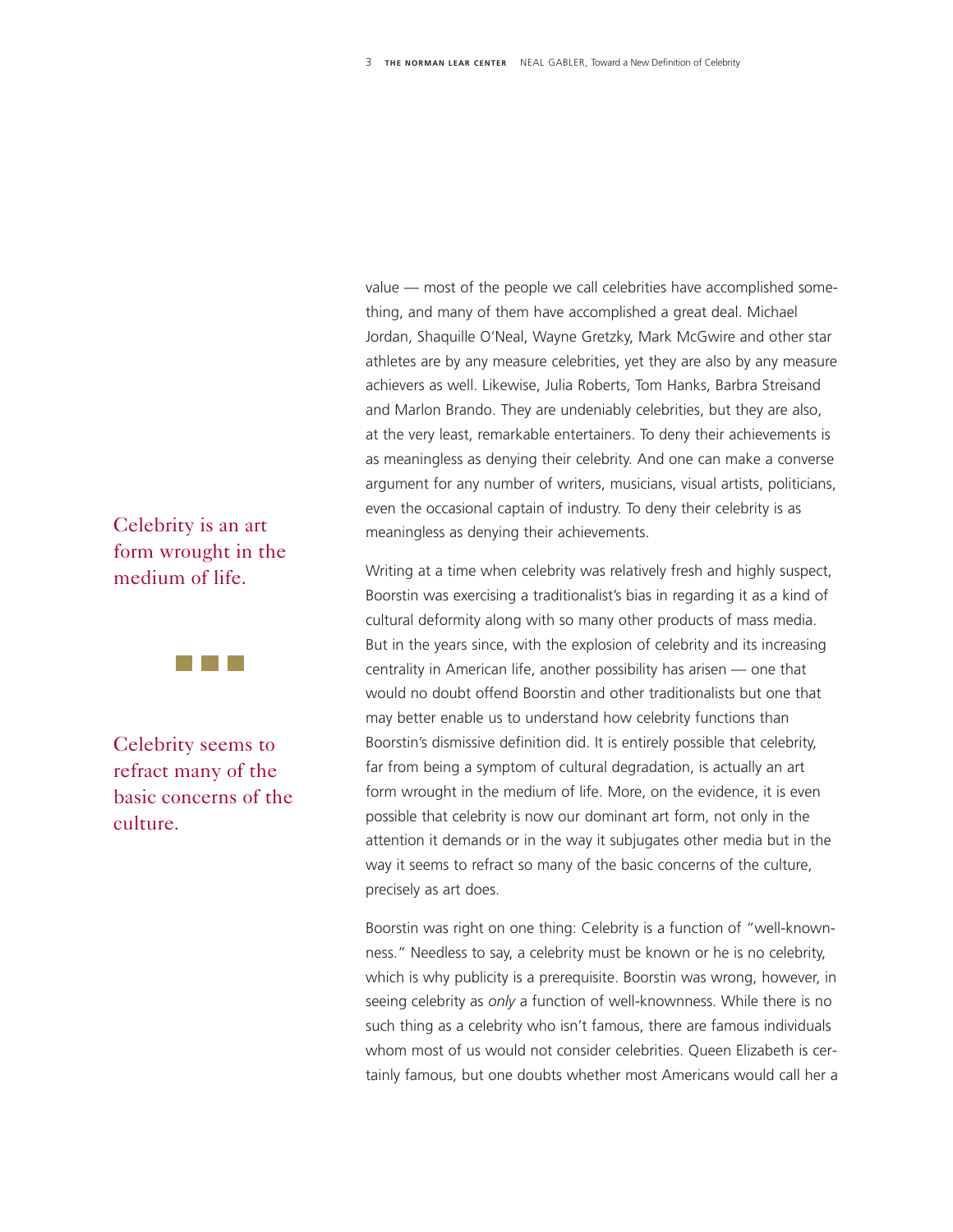value — most of the people we call celebrities have accomplished something, and many of them have accomplished a great deal. Michael Jordan, Shaquille O'Neal, Wayne Gretzky, Mark McGwire and other star athletes are by any measure celebrities, yet they are also by any measure achievers as well. Likewise, Julia Roberts, Tom Hanks, Barbra Streisand and Marlon Brando. They are undeniably celebrities, but they are also, at the very least, remarkable entertainers. To deny their achievements is as meaningless as denying their celebrity. And one can make a converse argument for any number of writers, musicians, visual artists, politicians, even the occasional captain of industry. To deny their celebrity is as meaningless as denying their achievements.

Celebrity is an art form wrought in the medium of life.

Celebrity seems to refract many of the basic concerns of the culture.

Writing at a time when celebrity was relatively fresh and highly suspect, Boorstin was exercising a traditionalist's bias in regarding it as a kind of cultural deformity along with so many other products of mass media. But in the years since, with the explosion of celebrity and its increasing centrality in American life, another possibility has arisen — one that would no doubt offend Boorstin and other traditionalists but one that may better enable us to understand how celebrity functions than Boorstin's dismissive definition did. It is entirely possible that celebrity, far from being a symptom of cultural degradation, is actually an art form wrought in the medium of life. More, on the evidence, it is even possible that celebrity is now our dominant art form, not only in the attention it demands or in the way it subjugates other media but in the way it seems to refract so many of the basic concerns of the culture, precisely as art does.

Boorstin was right on one thing: Celebrity is a function of "well-knownness." Needless to say, a celebrity must be known or he is no celebrity, which is why publicity is a prerequisite. Boorstin was wrong, however, in seeing celebrity as *only* a function of well-knownness. While there is no such thing as a celebrity who isn't famous, there are famous individuals whom most of us would not consider celebrities. Queen Elizabeth is certainly famous, but one doubts whether most Americans would call her a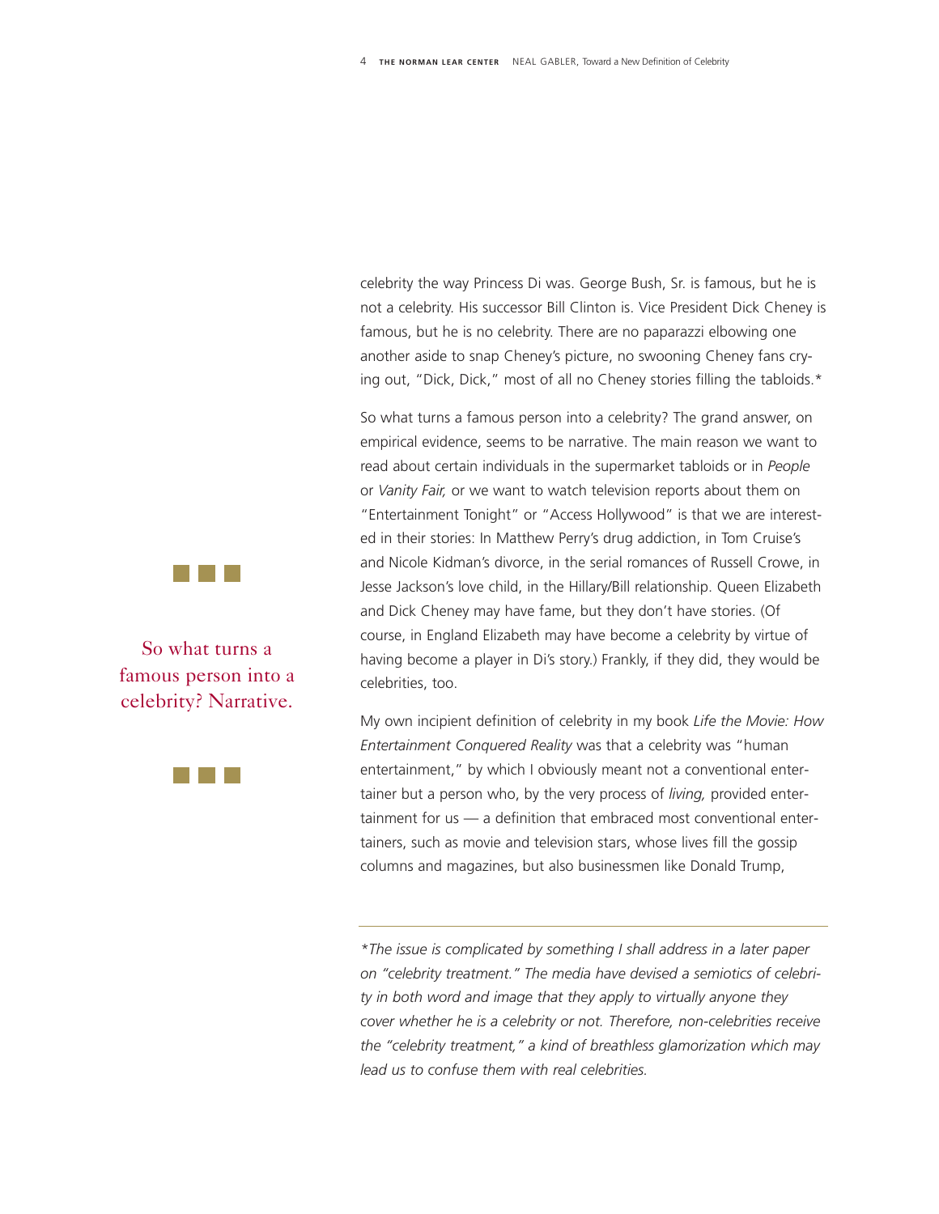celebrity the way Princess Di was. George Bush, Sr. is famous, but he is not a celebrity. His successor Bill Clinton is. Vice President Dick Cheney is famous, but he is no celebrity. There are no paparazzi elbowing one another aside to snap Cheney's picture, no swooning Cheney fans crying out, "Dick, Dick," most of all no Cheney stories filling the tabloids.*

So what turns a famous person into a celebrity? The grand answer, on empirical evidence, seems to be narrative. The main reason we want to read about certain individuals in the supermarket tabloids or in *People* or *Vanity Fair,* or we want to watch television reports about them on "Entertainment Tonight" or "Access Hollywood" is that we are interested in their stories: In Matthew Perry's drug addiction, in Tom Cruise's and Nicole Kidman's divorce, in the serial romances of Russell Crowe, in Jesse Jackson's love child, in the Hillary/Bill relationship. Queen Elizabeth and Dick Cheney may have fame, but they don't have stories. (Of course, in England Elizabeth may have become a celebrity by virtue of having become a player in Di's story.) Frankly, if they did, they would be celebrities, too.

> So what turns a famous person into a celebrity? Narrative.

My own incipient definition of celebrity in my book *Life the Movie: How Entertainment Conquered Reality* was that a celebrity was "human entertainment," by which I obviously meant not a conventional entertainer but a person who, by the very process of *living,* provided entertainment for us — a definition that embraced most conventional entertainers, such as movie and television stars, whose lives fill the gossip columns and magazines, but also businessmen like Donald Trump,

---

*\*The issue is complicated by something I shall address in a later paper on "celebrity treatment." The media have devised a semiotics of celebrity in both word and image that they apply to virtually anyone they cover whether he is a celebrity or not. Therefore, non-celebrities receive the "celebrity treatment," a kind of breathless glamorization which may lead us to confuse them with real celebrities.*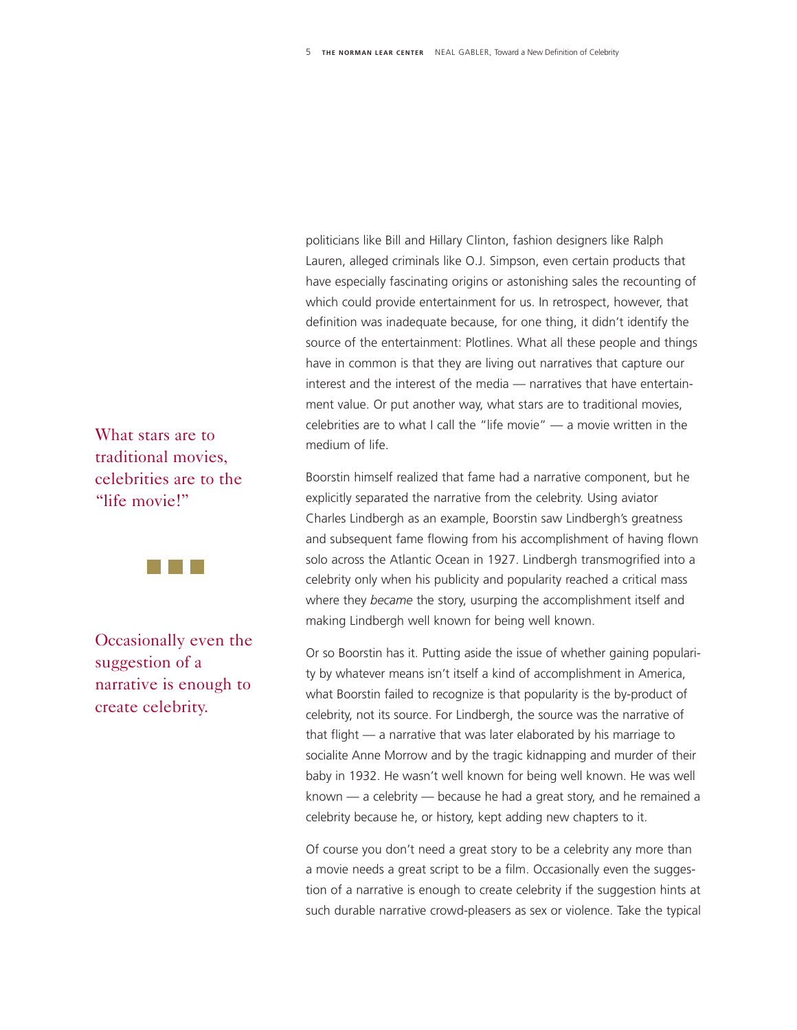politicians like Bill and Hillary Clinton, fashion designers like Ralph Lauren, alleged criminals like O.J. Simpson, even certain products that have especially fascinating origins or astonishing sales the recounting of which could provide entertainment for us. In retrospect, however, that definition was inadequate because, for one thing, it didn't identify the source of the entertainment: Plotlines. What all these people and things have in common is that they are living out narratives that capture our interest and the interest of the media — narratives that have entertainment value. Or put another way, what stars are to traditional movies, celebrities are to what I call the "life movie" — a movie written in the medium of life.

> What stars are to traditional movies, celebrities are to the "life movie!"

Boorstin himself realized that fame had a narrative component, but he explicitly separated the narrative from the celebrity. Using aviator Charles Lindbergh as an example, Boorstin saw Lindbergh's greatness and subsequent fame flowing from his accomplishment of having flown solo across the Atlantic Ocean in 1927. Lindbergh transmogrified into a celebrity only when his publicity and popularity reached a critical mass where they *became* the story, usurping the accomplishment itself and making Lindbergh well known for being well known.

> Occasionally even the suggestion of a narrative is enough to create celebrity.

Or so Boorstin has it. Putting aside the issue of whether gaining popularity by whatever means isn't itself a kind of accomplishment in America, what Boorstin failed to recognize is that popularity is the by-product of celebrity, not its source. For Lindbergh, the source was the narrative of that flight — a narrative that was later elaborated by his marriage to socialite Anne Morrow and by the tragic kidnapping and murder of their baby in 1932. He wasn't well known for being well known. He was well known — a celebrity — because he had a great story, and he remained a celebrity because he, or history, kept adding new chapters to it.

Of course you don't need a great story to be a celebrity any more than a movie needs a great script to be a film. Occasionally even the suggestion of a narrative is enough to create celebrity if the suggestion hints at such durable narrative crowd-pleasers as sex or violence. Take the typical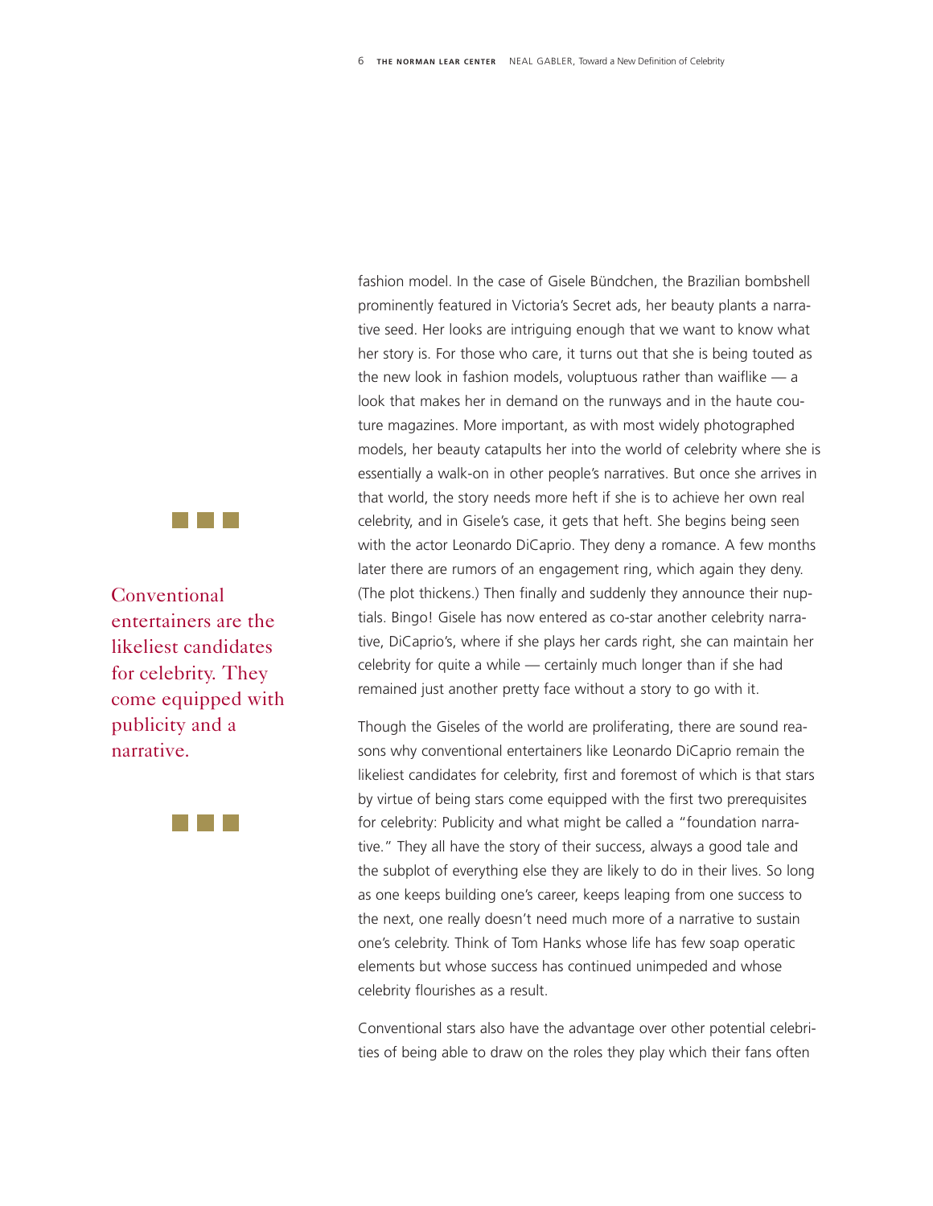fashion model. In the case of Gisele Bündchen, the Brazilian bombshell prominently featured in Victoria's Secret ads, her beauty plants a narrative seed. Her looks are intriguing enough that we want to know what her story is. For those who care, it turns out that she is being touted as the new look in fashion models, voluptuous rather than waiflike — a look that makes her in demand on the runways and in the haute couture magazines. More important, as with most widely photographed models, her beauty catapults her into the world of celebrity where she is essentially a walk-on in other people's narratives. But once she arrives in that world, the story needs more heft if she is to achieve her own real celebrity, and in Gisele's case, it gets that heft. She begins being seen with the actor Leonardo DiCaprio. They deny a romance. A few months later there are rumors of an engagement ring, which again they deny. (The plot thickens.) Then finally and suddenly they announce their nuptials. Bingo! Gisele has now entered as co-star another celebrity narrative, DiCaprio's, where if she plays her cards right, she can maintain her celebrity for quite a while — certainly much longer than if she had remained just another pretty face without a story to go with it.

> Conventional entertainers are the likeliest candidates for celebrity. They come equipped with publicity and a narrative.

Though the Giseles of the world are proliferating, there are sound reasons why conventional entertainers like Leonardo DiCaprio remain the likeliest candidates for celebrity, first and foremost of which is that stars by virtue of being stars come equipped with the first two prerequisites for celebrity: Publicity and what might be called a "foundation narrative." They all have the story of their success, always a good tale and the subplot of everything else they are likely to do in their lives. So long as one keeps building one's career, keeps leaping from one success to the next, one really doesn't need much more of a narrative to sustain one's celebrity. Think of Tom Hanks whose life has few soap operatic elements but whose success has continued unimpeded and whose celebrity flourishes as a result.

Conventional stars also have the advantage over other potential celebrities of being able to draw on the roles they play which their fans often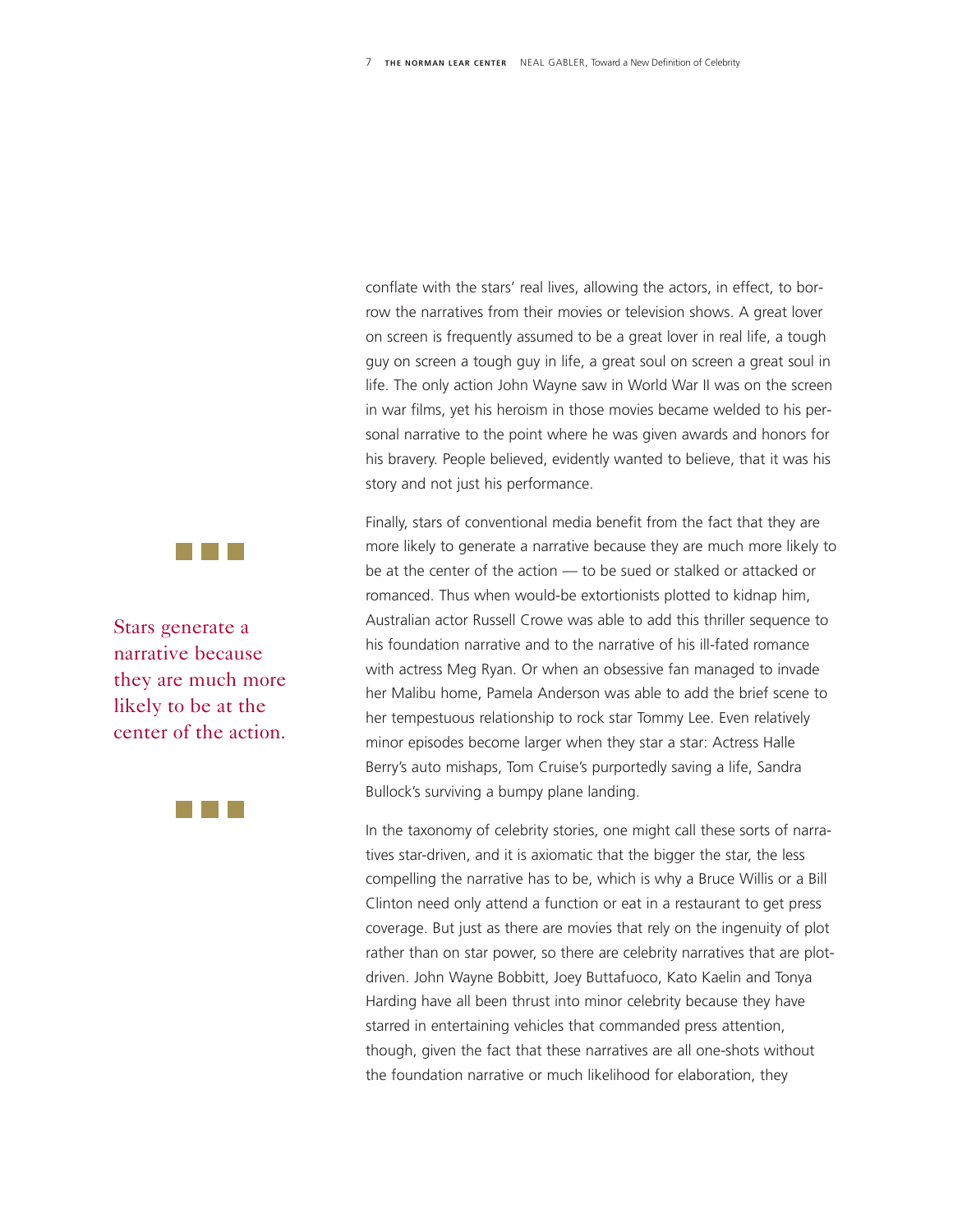conflate with the stars' real lives, allowing the actors, in effect, to borrow the narratives from their movies or television shows. A great lover on screen is frequently assumed to be a great lover in real life, a tough guy on screen a tough guy in life, a great soul on screen a great soul in life. The only action John Wayne saw in World War II was on the screen in war films, yet his heroism in those movies became welded to his personal narrative to the point where he was given awards and honors for his bravery. People believed, evidently wanted to believe, that it was his story and not just his performance.

Finally, stars of conventional media benefit from the fact that they are more likely to generate a narrative because they are much more likely to be at the center of the action — to be sued or stalked or attacked or romanced. Thus when would-be extortionists plotted to kidnap him, Australian actor Russell Crowe was able to add this thriller sequence to his foundation narrative and to the narrative of his ill-fated romance with actress Meg Ryan. Or when an obsessive fan managed to invade her Malibu home, Pamela Anderson was able to add the brief scene to her tempestuous relationship to rock star Tommy Lee. Even relatively minor episodes become larger when they star a star: Actress Halle Berry's auto mishaps, Tom Cruise's purportedly saving a life, Sandra Bullock's surviving a bumpy plane landing.

> Stars generate a narrative because they are much more likely to be at the center of the action.

In the taxonomy of celebrity stories, one might call these sorts of narratives star-driven, and it is axiomatic that the bigger the star, the less compelling the narrative has to be, which is why a Bruce Willis or a Bill Clinton need only attend a function or eat in a restaurant to get press coverage. But just as there are movies that rely on the ingenuity of plot rather than on star power, so there are celebrity narratives that are plot-driven. John Wayne Bobbitt, Joey Buttafuoco, Kato Kaelin and Tonya Harding have all been thrust into minor celebrity because they have starred in entertaining vehicles that commanded press attention, though, given the fact that these narratives are all one-shots without the foundation narrative or much likelihood for elaboration, they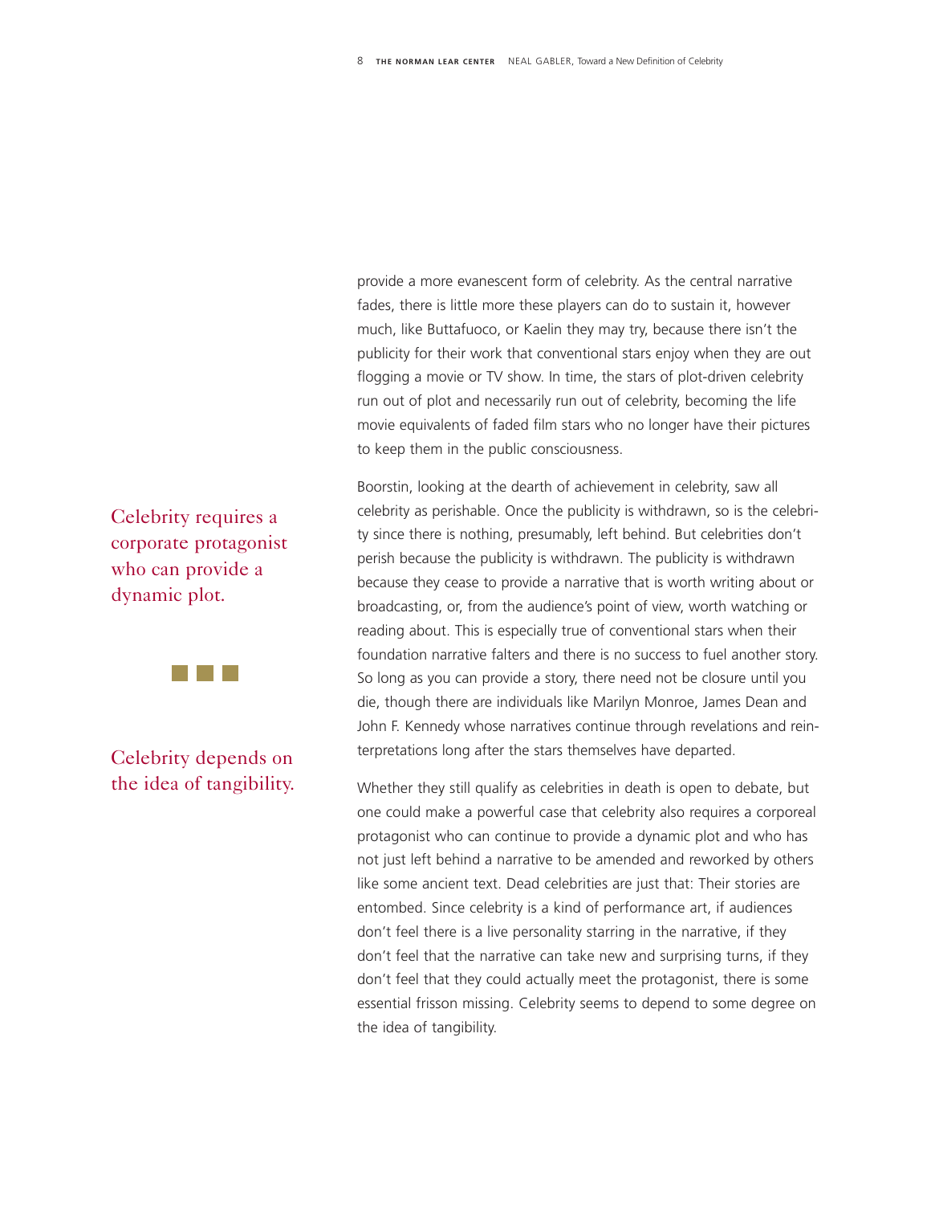provide a more evanescent form of celebrity. As the central narrative fades, there is little more these players can do to sustain it, however much, like Buttafuoco, or Kaelin they may try, because there isn't the publicity for their work that conventional stars enjoy when they are out flogging a movie or TV show. In time, the stars of plot-driven celebrity run out of plot and necessarily run out of celebrity, becoming the life movie equivalents of faded film stars who no longer have their pictures to keep them in the public consciousness.

Boorstin, looking at the dearth of achievement in celebrity, saw all celebrity as perishable. Once the publicity is withdrawn, so is the celebrity since there is nothing, presumably, left behind. But celebrities don't perish because the publicity is withdrawn. The publicity is withdrawn because they cease to provide a narrative that is worth writing about or broadcasting, or, from the audience's point of view, worth watching or reading about. This is especially true of conventional stars when their foundation narrative falters and there is no success to fuel another story. So long as you can provide a story, there need not be closure until you die, though there are individuals like Marilyn Monroe, James Dean and John F. Kennedy whose narratives continue through revelations and reinterpretations long after the stars themselves have departed.

> Celebrity requires a corporate protagonist who can provide a dynamic plot.

> Celebrity depends on the idea of tangibility.

Whether they still qualify as celebrities in death is open to debate, but one could make a powerful case that celebrity also requires a corporeal protagonist who can continue to provide a dynamic plot and who has not just left behind a narrative to be amended and reworked by others like some ancient text. Dead celebrities are just that: Their stories are entombed. Since celebrity is a kind of performance art, if audiences don't feel there is a live personality starring in the narrative, if they don't feel that the narrative can take new and surprising turns, if they don't feel that they could actually meet the protagonist, there is some essential frisson missing. Celebrity seems to depend to some degree on the idea of tangibility.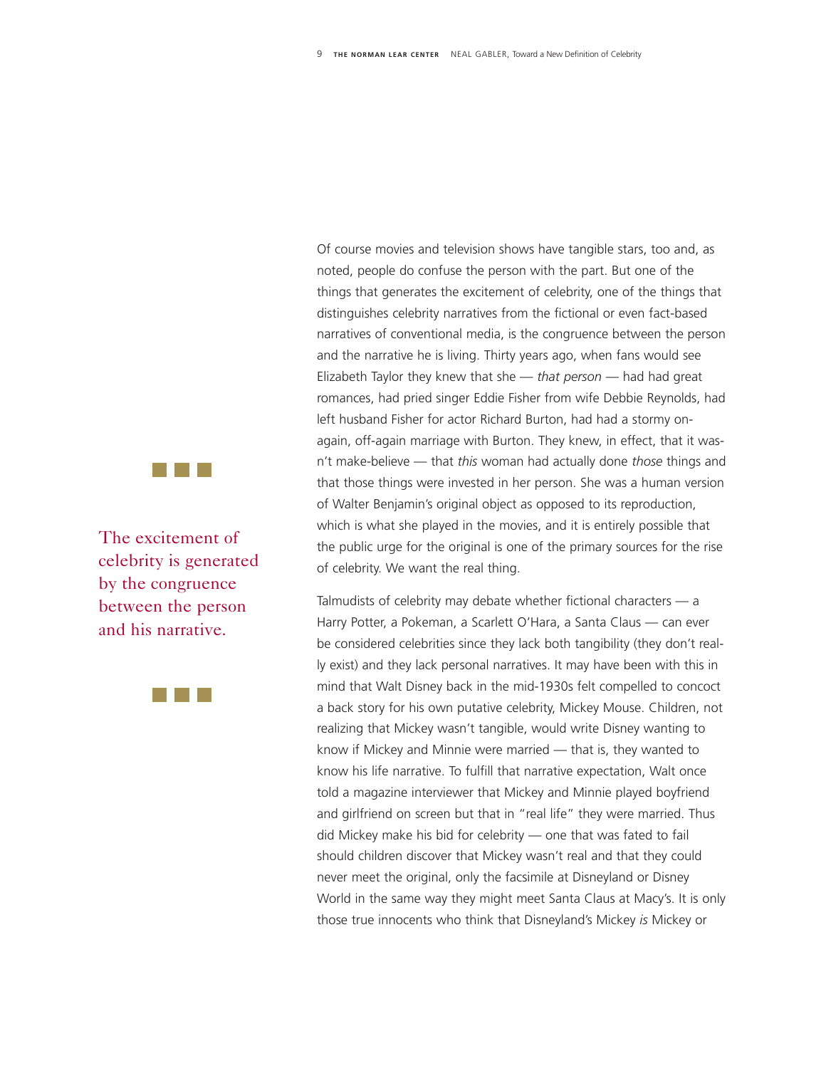Of course movies and television shows have tangible stars, too and, as noted, people do confuse the person with the part. But one of the things that generates the excitement of celebrity, one of the things that distinguishes celebrity narratives from the fictional or even fact-based narratives of conventional media, is the congruence between the person and the narrative he is living. Thirty years ago, when fans would see Elizabeth Taylor they knew that she — *that person* — had had great romances, had pried singer Eddie Fisher from wife Debbie Reynolds, had left husband Fisher for actor Richard Burton, had had a stormy on-again, off-again marriage with Burton. They knew, in effect, that it wasn't make-believe — that *this* woman had actually done *those* things and that those things were invested in her person. She was a human version of Walter Benjamin's original object as opposed to its reproduction, which is what she played in the movies, and it is entirely possible that the public urge for the original is one of the primary sources for the rise of celebrity. We want the real thing.

> The excitement of celebrity is generated by the congruence between the person and his narrative.

Talmudists of celebrity may debate whether fictional characters — a Harry Potter, a Pokeman, a Scarlett O'Hara, a Santa Claus — can ever be considered celebrities since they lack both tangibility (they don't really exist) and they lack personal narratives. It may have been with this in mind that Walt Disney back in the mid-1930s felt compelled to concoct a back story for his own putative celebrity, Mickey Mouse. Children, not realizing that Mickey wasn't tangible, would write Disney wanting to know if Mickey and Minnie were married — that is, they wanted to know his life narrative. To fulfill that narrative expectation, Walt once told a magazine interviewer that Mickey and Minnie played boyfriend and girlfriend on screen but that in "real life" they were married. Thus did Mickey make his bid for celebrity — one that was fated to fail should children discover that Mickey wasn't real and that they could never meet the original, only the facsimile at Disneyland or Disney World in the same way they might meet Santa Claus at Macy's. It is only those true innocents who think that Disneyland's Mickey *is* Mickey or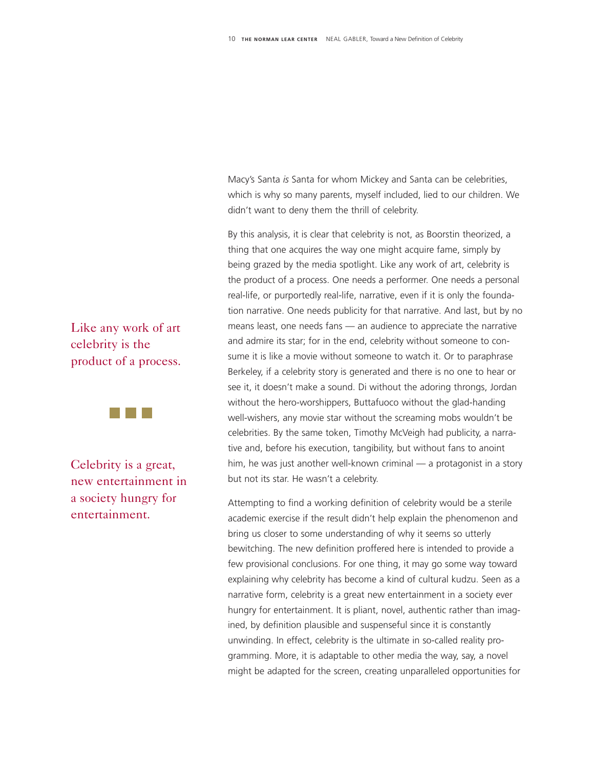Macy's Santa *is* Santa for whom Mickey and Santa can be celebrities, which is why so many parents, myself included, lied to our children. We didn't want to deny them the thrill of celebrity.

By this analysis, it is clear that celebrity is not, as Boorstin theorized, a thing that one acquires the way one might acquire fame, simply by being grazed by the media spotlight. Like any work of art, celebrity is the product of a process. One needs a performer. One needs a personal real-life, or purportedly real-life, narrative, even if it is only the foundation narrative. One needs publicity for that narrative. And last, but by no means least, one needs fans — an audience to appreciate the narrative and admire its star; for in the end, celebrity without someone to consume it is like a movie without someone to watch it. Or to paraphrase Berkeley, if a celebrity story is generated and there is no one to hear or see it, it doesn't make a sound. Di without the adoring throngs, Jordan without the hero-worshippers, Buttafuoco without the glad-handing well-wishers, any movie star without the screaming mobs wouldn't be celebrities. By the same token, Timothy McVeigh had publicity, a narrative and, before his execution, tangibility, but without fans to anoint him, he was just another well-known criminal — a protagonist in a story but not its star. He wasn't a celebrity.

> Like any work of art celebrity is the product of a process.

> Celebrity is a great, new entertainment in a society hungry for entertainment.

Attempting to find a working definition of celebrity would be a sterile academic exercise if the result didn't help explain the phenomenon and bring us closer to some understanding of why it seems so utterly bewitching. The new definition proffered here is intended to provide a few provisional conclusions. For one thing, it may go some way toward explaining why celebrity has become a kind of cultural kudzu. Seen as a narrative form, celebrity is a great new entertainment in a society ever hungry for entertainment. It is pliant, novel, authentic rather than imagined, by definition plausible and suspenseful since it is constantly unwinding. In effect, celebrity is the ultimate in so-called reality programming. More, it is adaptable to other media the way, say, a novel might be adapted for the screen, creating unparalleled opportunities for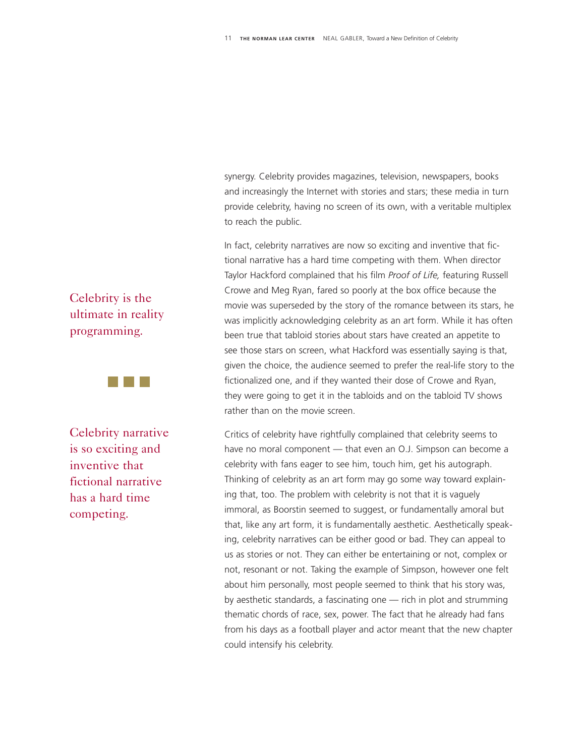synergy. Celebrity provides magazines, television, newspapers, books and increasingly the Internet with stories and stars; these media in turn provide celebrity, having no screen of its own, with a veritable multiplex to reach the public.

> Celebrity is the ultimate in reality programming.

In fact, celebrity narratives are now so exciting and inventive that fictional narrative has a hard time competing with them. When director Taylor Hackford complained that his film *Proof of Life,* featuring Russell Crowe and Meg Ryan, fared so poorly at the box office because the movie was superseded by the story of the romance between its stars, he was implicitly acknowledging celebrity as an art form. While it has often been true that tabloid stories about stars have created an appetite to see those stars on screen, what Hackford was essentially saying is that, given the choice, the audience seemed to prefer the real-life story to the fictionalized one, and if they wanted their dose of Crowe and Ryan, they were going to get it in the tabloids and on the tabloid TV shows rather than on the movie screen.

> Celebrity narrative is so exciting and inventive that fictional narrative has a hard time competing.

Critics of celebrity have rightfully complained that celebrity seems to have no moral component — that even an O.J. Simpson can become a celebrity with fans eager to see him, touch him, get his autograph. Thinking of celebrity as an art form may go some way toward explaining that, too. The problem with celebrity is not that it is vaguely immoral, as Boorstin seemed to suggest, or fundamentally amoral but that, like any art form, it is fundamentally aesthetic. Aesthetically speaking, celebrity narratives can be either good or bad. They can appeal to us as stories or not. They can either be entertaining or not, complex or not, resonant or not. Taking the example of Simpson, however one felt about him personally, most people seemed to think that his story was, by aesthetic standards, a fascinating one — rich in plot and strumming thematic chords of race, sex, power. The fact that he already had fans from his days as a football player and actor meant that the new chapter could intensify his celebrity.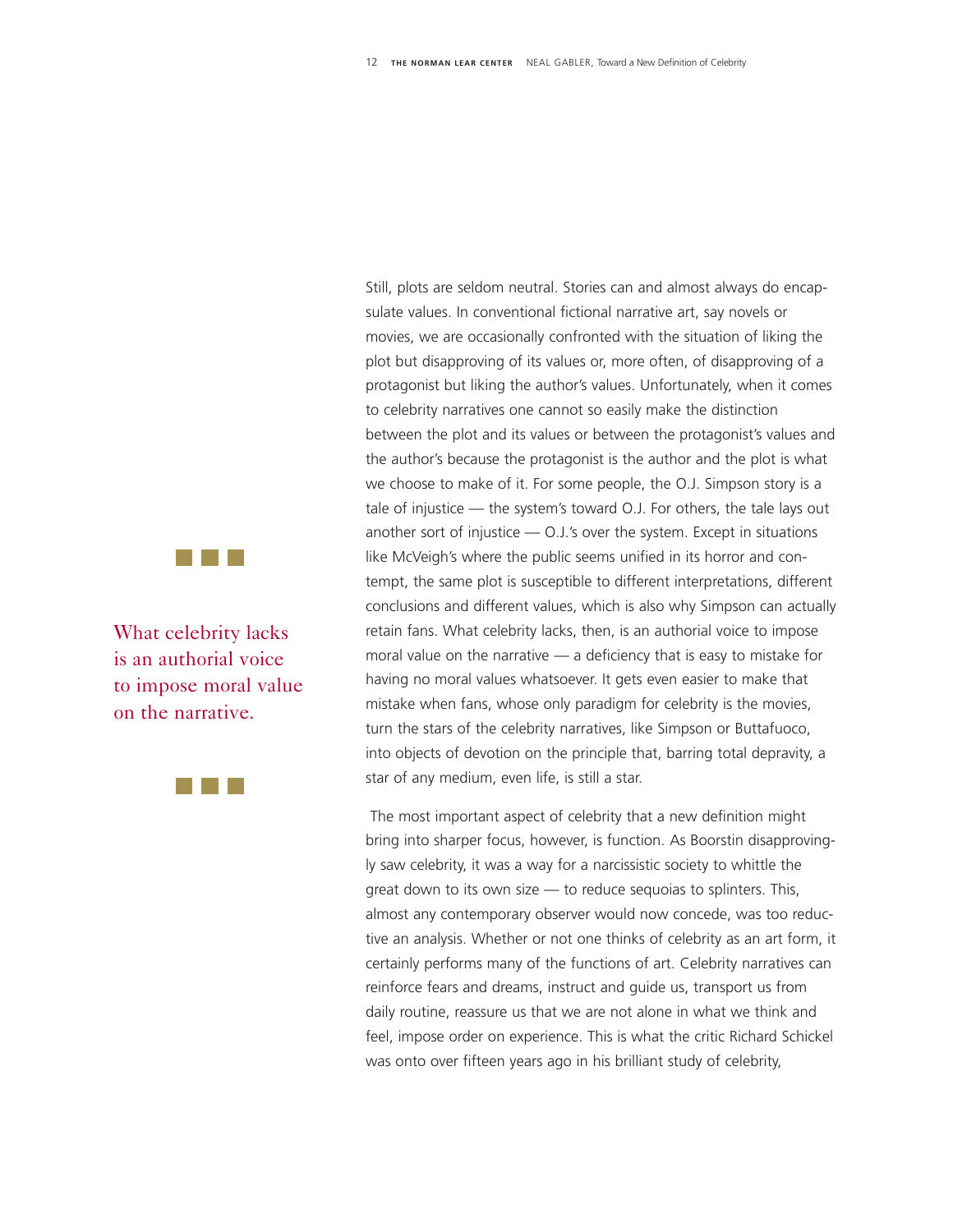Still, plots are seldom neutral. Stories can and almost always do encapsulate values. In conventional fictional narrative art, say novels or movies, we are occasionally confronted with the situation of liking the plot but disapproving of its values or, more often, of disapproving of a protagonist but liking the author's values. Unfortunately, when it comes to celebrity narratives one cannot so easily make the distinction between the plot and its values or between the protagonist's values and the author's because the protagonist is the author and the plot is what we choose to make of it. For some people, the O.J. Simpson story is a tale of injustice — the system's toward O.J. For others, the tale lays out another sort of injustice — O.J.'s over the system. Except in situations like McVeigh's where the public seems unified in its horror and contempt, the same plot is susceptible to different interpretations, different conclusions and different values, which is also why Simpson can actually retain fans. What celebrity lacks, then, is an authorial voice to impose moral value on the narrative — a deficiency that is easy to mistake for having no moral values whatsoever. It gets even easier to make that mistake when fans, whose only paradigm for celebrity is the movies, turn the stars of the celebrity narratives, like Simpson or Buttafuoco, into objects of devotion on the principle that, barring total depravity, a star of any medium, even life, is still a star.

> What celebrity lacks is an authorial voice to impose moral value on the narrative.

The most important aspect of celebrity that a new definition might bring into sharper focus, however, is function. As Boorstin disapprovingly saw celebrity, it was a way for a narcissistic society to whittle the great down to its own size — to reduce sequoias to splinters. This, almost any contemporary observer would now concede, was too reductive an analysis. Whether or not one thinks of celebrity as an art form, it certainly performs many of the functions of art. Celebrity narratives can reinforce fears and dreams, instruct and guide us, transport us from daily routine, reassure us that we are not alone in what we think and feel, impose order on experience. This is what the critic Richard Schickel was onto over fifteen years ago in his brilliant study of celebrity,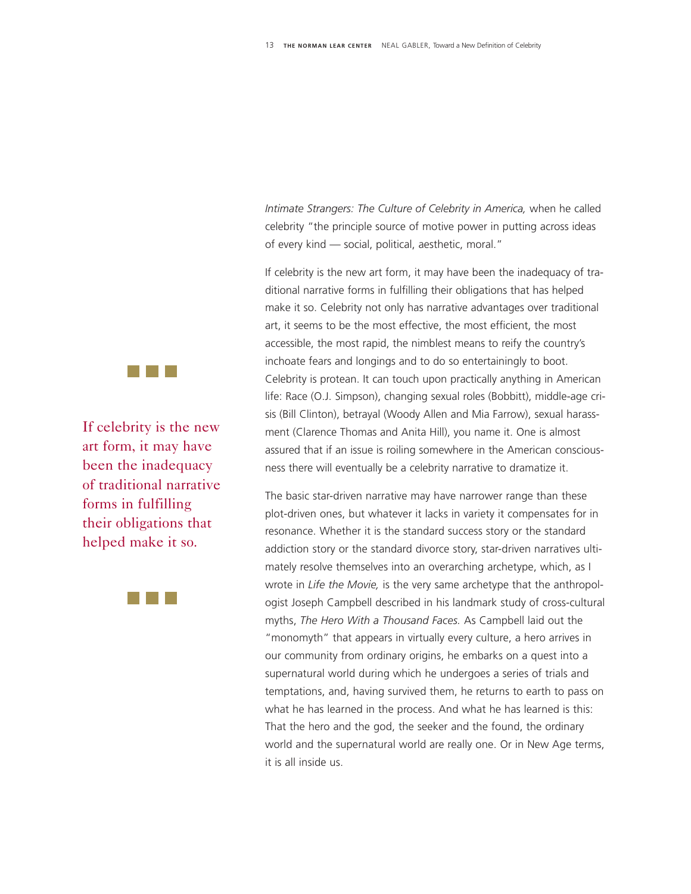*Intimate Strangers: The Culture of Celebrity in America,* when he called celebrity "the principle source of motive power in putting across ideas of every kind — social, political, aesthetic, moral."

> If celebrity is the new art form, it may have been the inadequacy of traditional narrative forms in fulfilling their obligations that helped make it so.

If celebrity is the new art form, it may have been the inadequacy of traditional narrative forms in fulfilling their obligations that has helped make it so. Celebrity not only has narrative advantages over traditional art, it seems to be the most effective, the most efficient, the most accessible, the most rapid, the nimblest means to reify the country's inchoate fears and longings and to do so entertainingly to boot. Celebrity is protean. It can touch upon practically anything in American life: Race (O.J. Simpson), changing sexual roles (Bobbitt), middle-age crisis (Bill Clinton), betrayal (Woody Allen and Mia Farrow), sexual harassment (Clarence Thomas and Anita Hill), you name it. One is almost assured that if an issue is roiling somewhere in the American consciousness there will eventually be a celebrity narrative to dramatize it.

The basic star-driven narrative may have narrower range than these plot-driven ones, but whatever it lacks in variety it compensates for in resonance. Whether it is the standard success story or the standard addiction story or the standard divorce story, star-driven narratives ultimately resolve themselves into an overarching archetype, which, as I wrote in *Life the Movie,* is the very same archetype that the anthropologist Joseph Campbell described in his landmark study of cross-cultural myths, *The Hero With a Thousand Faces.* As Campbell laid out the "monomyth" that appears in virtually every culture, a hero arrives in our community from ordinary origins, he embarks on a quest into a supernatural world during which he undergoes a series of trials and temptations, and, having survived them, he returns to earth to pass on what he has learned in the process. And what he has learned is this: That the hero and the god, the seeker and the found, the ordinary world and the supernatural world are really one. Or in New Age terms, it is all inside us.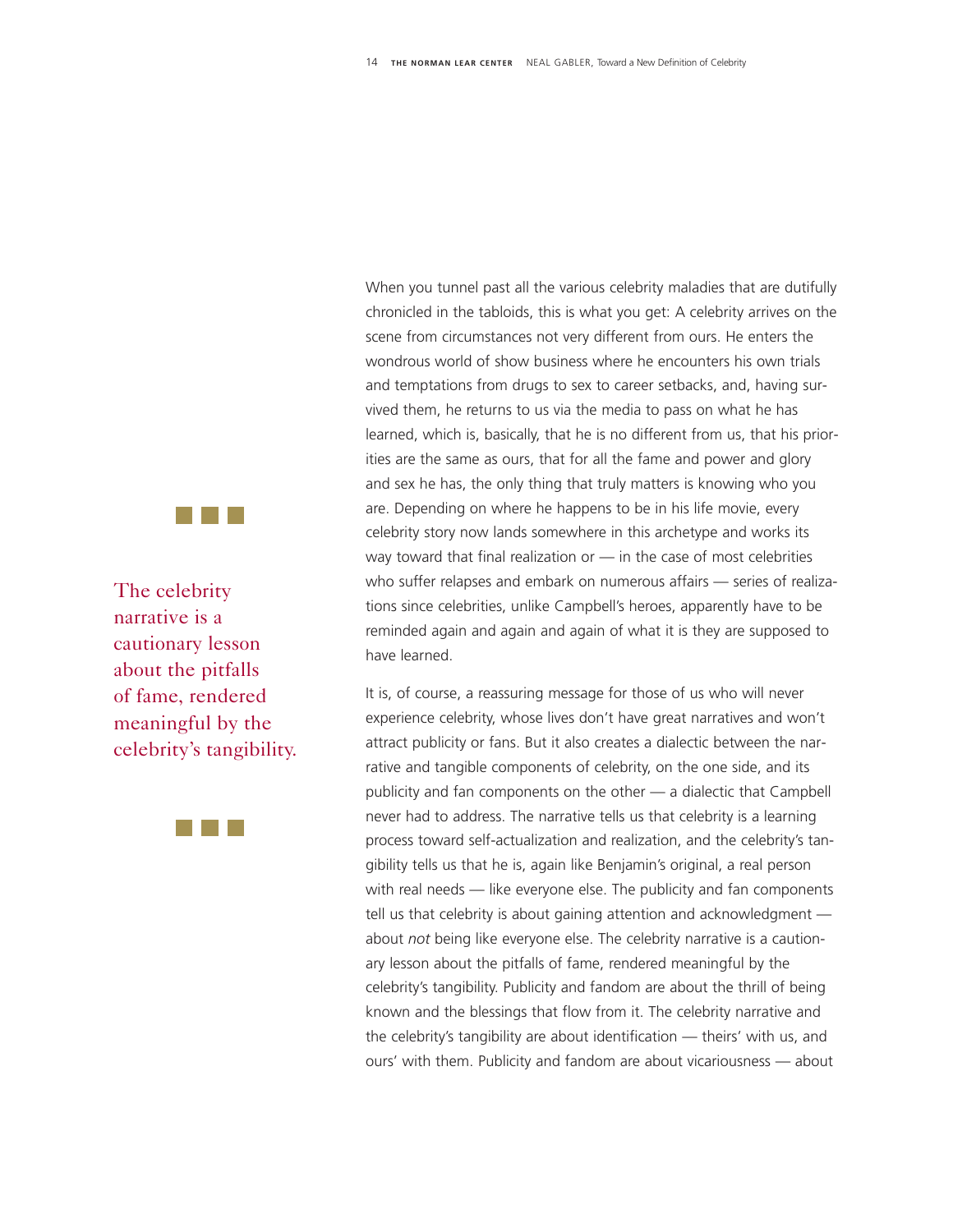When you tunnel past all the various celebrity maladies that are dutifully chronicled in the tabloids, this is what you get: A celebrity arrives on the scene from circumstances not very different from ours. He enters the wondrous world of show business where he encounters his own trials and temptations from drugs to sex to career setbacks, and, having survived them, he returns to us via the media to pass on what he has learned, which is, basically, that he is no different from us, that his priorities are the same as ours, that for all the fame and power and glory and sex he has, the only thing that truly matters is knowing who you are. Depending on where he happens to be in his life movie, every celebrity story now lands somewhere in this archetype and works its way toward that final realization or — in the case of most celebrities who suffer relapses and embark on numerous affairs — series of realizations since celebrities, unlike Campbell's heroes, apparently have to be reminded again and again and again of what it is they are supposed to have learned.

> The celebrity narrative is a cautionary lesson about the pitfalls of fame, rendered meaningful by the celebrity's tangibility.

It is, of course, a reassuring message for those of us who will never experience celebrity, whose lives don't have great narratives and won't attract publicity or fans. But it also creates a dialectic between the narrative and tangible components of celebrity, on the one side, and its publicity and fan components on the other — a dialectic that Campbell never had to address. The narrative tells us that celebrity is a learning process toward self-actualization and realization, and the celebrity's tangibility tells us that he is, again like Benjamin's original, a real person with real needs — like everyone else. The publicity and fan components tell us that celebrity is about gaining attention and acknowledgment — about *not* being like everyone else. The celebrity narrative is a cautionary lesson about the pitfalls of fame, rendered meaningful by the celebrity's tangibility. Publicity and fandom are about the thrill of being known and the blessings that flow from it. The celebrity narrative and the celebrity's tangibility are about identification — theirs' with us, and ours' with them. Publicity and fandom are about vicariousness — about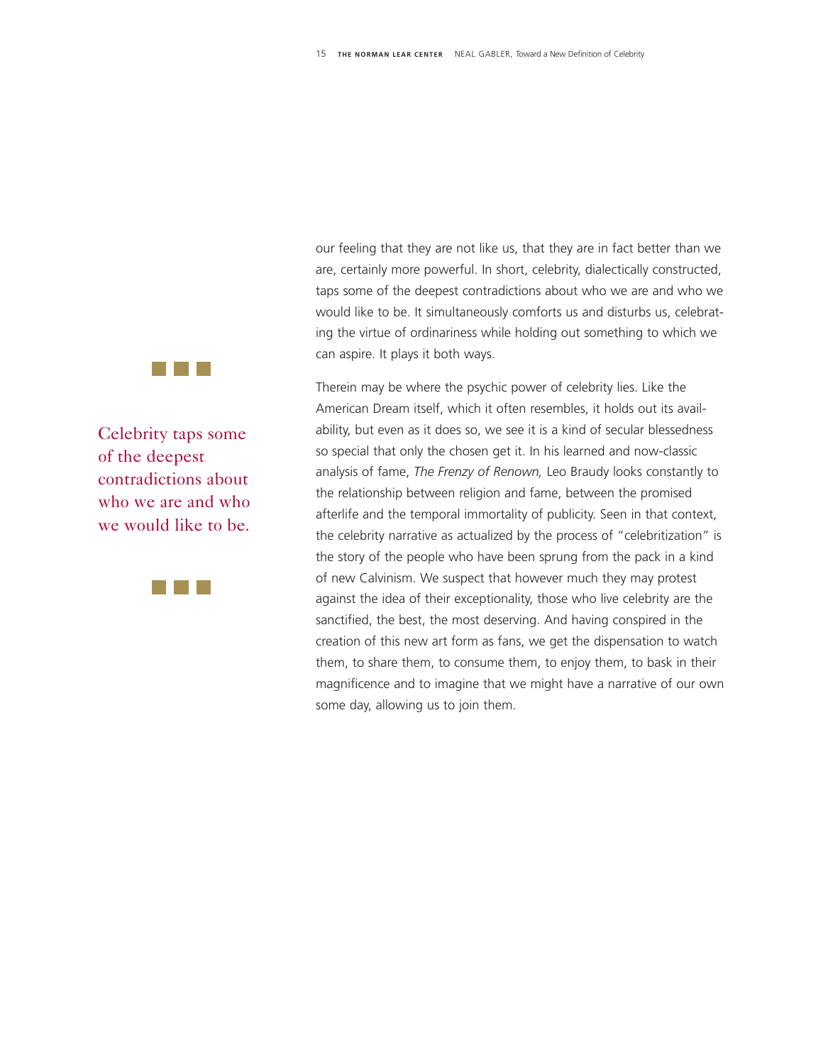our feeling that they are not like us, that they are in fact better than we are, certainly more powerful. In short, celebrity, dialectically constructed, taps some of the deepest contradictions about who we are and who we would like to be. It simultaneously comforts us and disturbs us, celebrating the virtue of ordinariness while holding out something to which we can aspire. It plays it both ways.

Celebrity taps some of the deepest contradictions about who we are and who we would like to be.

Therein may be where the psychic power of celebrity lies. Like the American Dream itself, which it often resembles, it holds out its availability, but even as it does so, we see it is a kind of secular blessedness so special that only the chosen get it. In his learned and now-classic analysis of fame, *The Frenzy of Renown,* Leo Braudy looks constantly to the relationship between religion and fame, between the promised afterlife and the temporal immortality of publicity. Seen in that context, the celebrity narrative as actualized by the process of "celebritization" is the story of the people who have been sprung from the pack in a kind of new Calvinism. We suspect that however much they may protest against the idea of their exceptionality, those who live celebrity are the sanctified, the best, the most deserving. And having conspired in the creation of this new art form as fans, we get the dispensation to watch them, to share them, to consume them, to enjoy them, to bask in their magnificence and to imagine that we might have a narrative of our own some day, allowing us to join them.